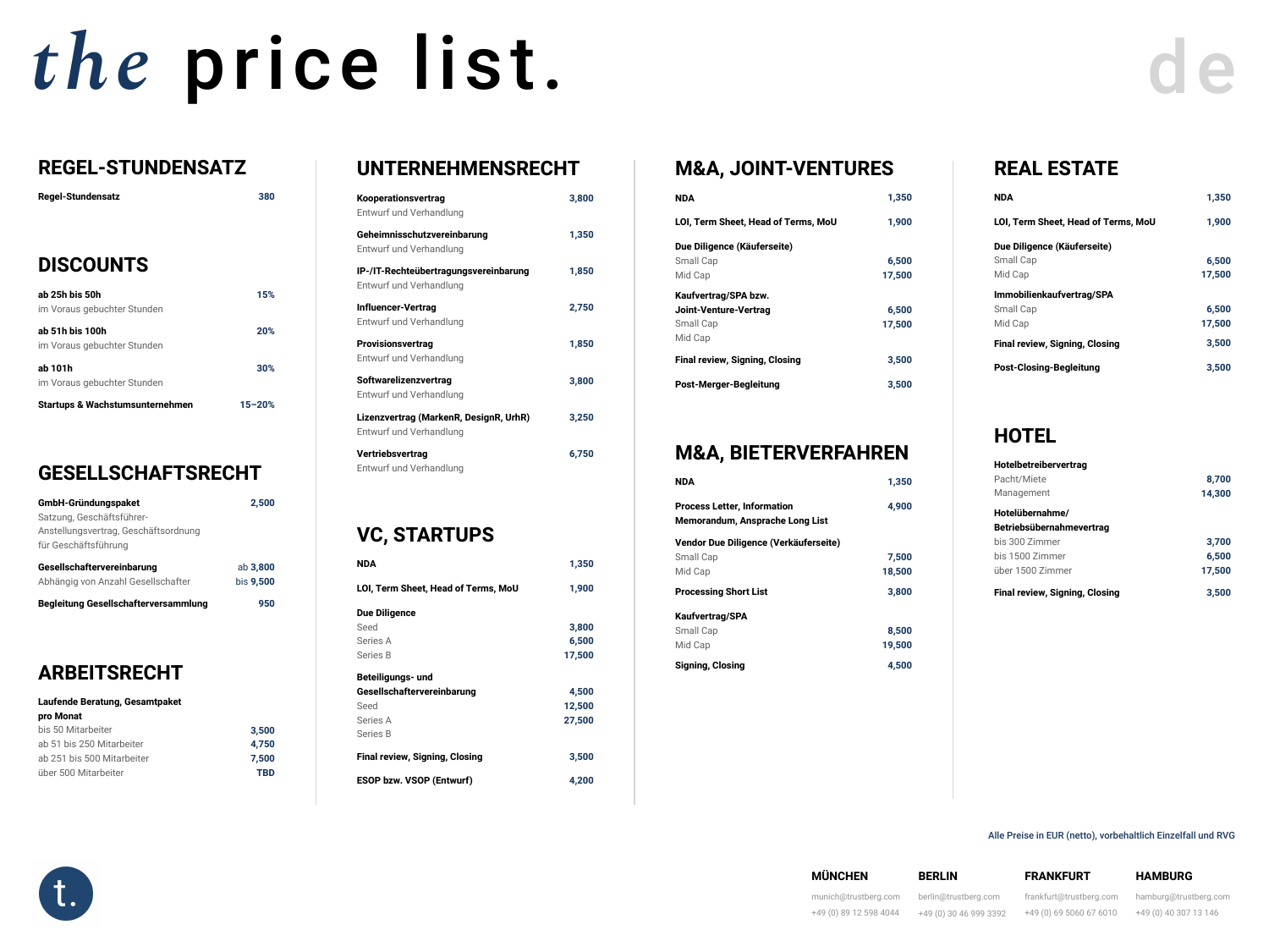# *the* price list.

de

## REGEL-STUNDENSATZ

| | |
|---|---|
| **Regel-Stundensatz** | 380 |

## DISCOUNTS

| | |
|---|---|
| **ab 25h bis 50h** im Voraus gebuchter Stunden | 15% |
| **ab 51h bis 100h** im Voraus gebuchter Stunden | 20% |
| **ab 101h** im Voraus gebuchter Stunden | 30% |
| **Startups & Wachstumsunternehmen** | 15–20% |

## GESELLSCHAFTSRECHT

| | |
|---|---|
| **GmbH-Gründungspaket** Satzung, Geschäftsführer-Anstellungsvertrag, Geschäftsordnung für Geschäftsführung | 2,500 |
| **Gesellschaftervereinbarung** Abhängig von Anzahl Gesellschafter | ab 3,800 bis 9,500 |
| **Begleitung Gesellschafterversammlung** | 950 |

## ARBEITSRECHT

| | |
|---|---|
| **Laufende Beratung, Gesamtpaket pro Monat** | |
| bis 50 Mitarbeiter | 3,500 |
| ab 51 bis 250 Mitarbeiter | 4,750 |
| ab 251 bis 500 Mitarbeiter | 7,500 |
| über 500 Mitarbeiter | TBD |

## UNTERNEHMENSRECHT

| | |
|---|---|
| **Kooperationsvertrag** Entwurf und Verhandlung | 3,800 |
| **Geheimnisschutzvereinbarung** Entwurf und Verhandlung | 1,350 |
| **IP-/IT-Rechteübertragungsvereinbarung** Entwurf und Verhandlung | 1,850 |
| **Influencer-Vertrag** Entwurf und Verhandlung | 2,750 |
| **Provisionsvertrag** Entwurf und Verhandlung | 1,850 |
| **Softwarelizenzvertrag** Entwurf und Verhandlung | 3,800 |
| **Lizenzvertrag (MarkenR, DesignR, UrhR)** Entwurf und Verhandlung | 3,250 |
| **Vertriebsvertrag** Entwurf und Verhandlung | 6,750 |

## VC, STARTUPS

| | |
|---|---|
| **NDA** | 1,350 |
| **LOI, Term Sheet, Head of Terms, MoU** | 1,900 |
| **Due Diligence** | |
| Seed | 3,800 |
| Series A | 6,500 |
| Series B | 17,500 |
| **Beteiligungs- und Gesellschaftervereinbarung** | 4,500 |
| Seed | 12,500 |
| Series A | 27,500 |
| Series B | |
| **Final review, Signing, Closing** | 3,500 |
| **ESOP bzw. VSOP (Entwurf)** | 4,200 |

## M&A, JOINT-VENTURES

| | |
|---|---|
| **NDA** | 1,350 |
| **LOI, Term Sheet, Head of Terms, MoU** | 1,900 |
| **Due Diligence (Käuferseite)** | |
| Small Cap | 6,500 |
| Mid Cap | 17,500 |
| **Kaufvertrag/SPA bzw. Joint-Venture-Vertrag** | 6,500 |
| Small Cap | 17,500 |
| Mid Cap | |
| **Final review, Signing, Closing** | 3,500 |
| **Post-Merger-Begleitung** | 3,500 |

## M&A, BIETERVERFAHREN

| | |
|---|---|
| **NDA** | 1,350 |
| **Process Letter, Information Memorandum, Ansprache Long List** | 4,900 |
| **Vendor Due Diligence (Verkäuferseite)** | |
| Small Cap | 7,500 |
| Mid Cap | 18,500 |
| **Processing Short List** | 3,800 |
| **Kaufvertrag/SPA** | |
| Small Cap | 8,500 |
| Mid Cap | 19,500 |
| **Signing, Closing** | 4,500 |

## REAL ESTATE

| | |
|---|---|
| **NDA** | 1,350 |
| **LOI, Term Sheet, Head of Terms, MoU** | 1,900 |
| **Due Diligence (Käuferseite)** | |
| Small Cap | 6,500 |
| Mid Cap | 17,500 |
| **Immobilienkaufvertrag/SPA** | |
| Small Cap | 6,500 |
| Mid Cap | 17,500 |
| **Final review, Signing, Closing** | 3,500 |
| **Post-Closing-Begleitung** | 3,500 |

## HOTEL

| | |
|---|---|
| **Hotelbetreibervertrag** | |
| Pacht/Miete | 8,700 |
| Management | 14,300 |
| **Hotelübernahme/ Betriebsübernahmevertrag** | |
| bis 300 Zimmer | 3,700 |
| bis 1500 Zimmer | 6,500 |
| über 1500 Zimmer | 17,500 |
| **Final review, Signing, Closing** | 3,500 |

Alle Preise in EUR (netto), vorbehaltlich Einzelfall und RVG

t.

| MÜNCHEN | BERLIN | FRANKFURT | HAMBURG |
|---|---|---|---|
| munich@trustberg.com | berlin@trustberg.com | frankfurt@trustberg.com | hamburg@trustberg.com |
| +49 (0) 89 12 598 4044 | +49 (0) 30 46 999 3392 | +49 (0) 69 5060 67 6010 | +49 (0) 40 307 13 146 |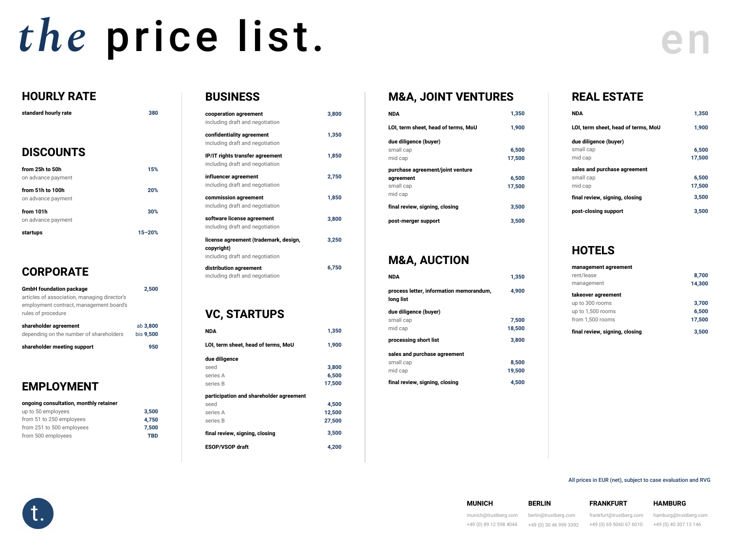# *the* price list.

en

## HOURLY RATE

| | |
|---|---|
| **standard hourly rate** | 380 |

## DISCOUNTS

| | |
|---|---|
| **from 25h to 50h** on advance payment | 15% |
| **from 51h to 100h** on advance payment | 20% |
| **from 101h** on advance payment | 30% |
| **startups** | 15–20% |

## CORPORATE

| | |
|---|---|
| **GmbH foundation package** articles of association, managing director's employment contract, management board's rules of procedure | 2,500 |
| **shareholder agreement** depending on the number of shareholders | ab 3,800 bis 9,500 |
| **shareholder meeting support** | 950 |

## EMPLOYMENT

| | |
|---|---|
| **ongoing consultation, monthly retainer** | |
| up to 50 employees | 3,500 |
| from 51 to 250 employees | 4,750 |
| from 251 to 500 employees | 7,500 |
| from 500 employees | TBD |

## BUSINESS

| | |
|---|---|
| **cooperation agreement** including draft and negotiation | 3,800 |
| **confidentiality agreement** including draft and negotiation | 1,350 |
| **IP/IT rights transfer agreement** including draft and negotiation | 1,850 |
| **influencer agreement** including draft and negotiation | 2,750 |
| **commission agreement** including draft and negotiation | 1,850 |
| **software license agreement** including draft and negotiation | 3,800 |
| **license agreement (trademark, design, copyright)** including draft and negotiation | 3,250 |
| **distribution agreement** including draft and negotiation | 6,750 |

## VC, STARTUPS

| | |
|---|---|
| **NDA** | 1,350 |
| **LOI, term sheet, head of terms, MoU** | 1,900 |
| **due diligence** | |
| seed | 3,800 |
| series A | 6,500 |
| series B | 17,500 |
| **participation and shareholder agreement** | |
| seed | 4,500 |
| series A | 12,500 |
| series B | 27,500 |
| **final review, signing, closing** | 3,500 |
| **ESOP/VSOP draft** | 4,200 |

## M&A, JOINT VENTURES

| | |
|---|---|
| **NDA** | 1,350 |
| **LOI, term sheet, head of terms, MoU** | 1,900 |
| **due diligence (buyer)** | |
| small cap | 6,500 |
| mid cap | 17,500 |
| **purchase agreement/joint venture agreement** | |
| small cap | 6,500 |
| mid cap | 17,500 |
| **final review, signing, closing** | 3,500 |
| **post-merger support** | 3,500 |

## M&A, AUCTION

| | |
|---|---|
| **NDA** | 1,350 |
| **process letter, information memorandum, long list** | 4,900 |
| **due diligence (buyer)** | |
| small cap | 7,500 |
| mid cap | 18,500 |
| **processing short list** | 3,800 |
| **sales and purchase agreement** | |
| small cap | 8,500 |
| mid cap | 19,500 |
| **final review, signing, closing** | 4,500 |

## REAL ESTATE

| | |
|---|---|
| **NDA** | 1,350 |
| **LOI, term sheet, head of terms, MoU** | 1,900 |
| **due diligence (buyer)** | |
| small cap | 6,500 |
| mid cap | 17,500 |
| **sales and purchase agreement** | |
| small cap | 6,500 |
| mid cap | 17,500 |
| **final review, signing, closing** | 3,500 |
| **post-closing support** | 3,500 |

## HOTELS

| | |
|---|---|
| **management agreement** | |
| rent/lease | 8,700 |
| management | 14,300 |
| **takeover agreement** | |
| up to 300 rooms | 3,700 |
| up to 1,500 rooms | 6,500 |
| from 1,500 rooms | 17,500 |
| **final review, signing, closing** | 3,500 |

All prices in EUR (net), subject to case evaluation and RVG

t.

**MUNICH**
munich@trustberg.com
+49 (0) 89 12 598 4044

**BERLIN**
berlin@trustberg.com
+49 (0) 30 46 999 3392

**FRANKFURT**
frankfurt@trustberg.com
+49 (0) 69 5060 67 6010

**HAMBURG**
hamburg@trustberg.com
+49 (0) 40 307 13 146